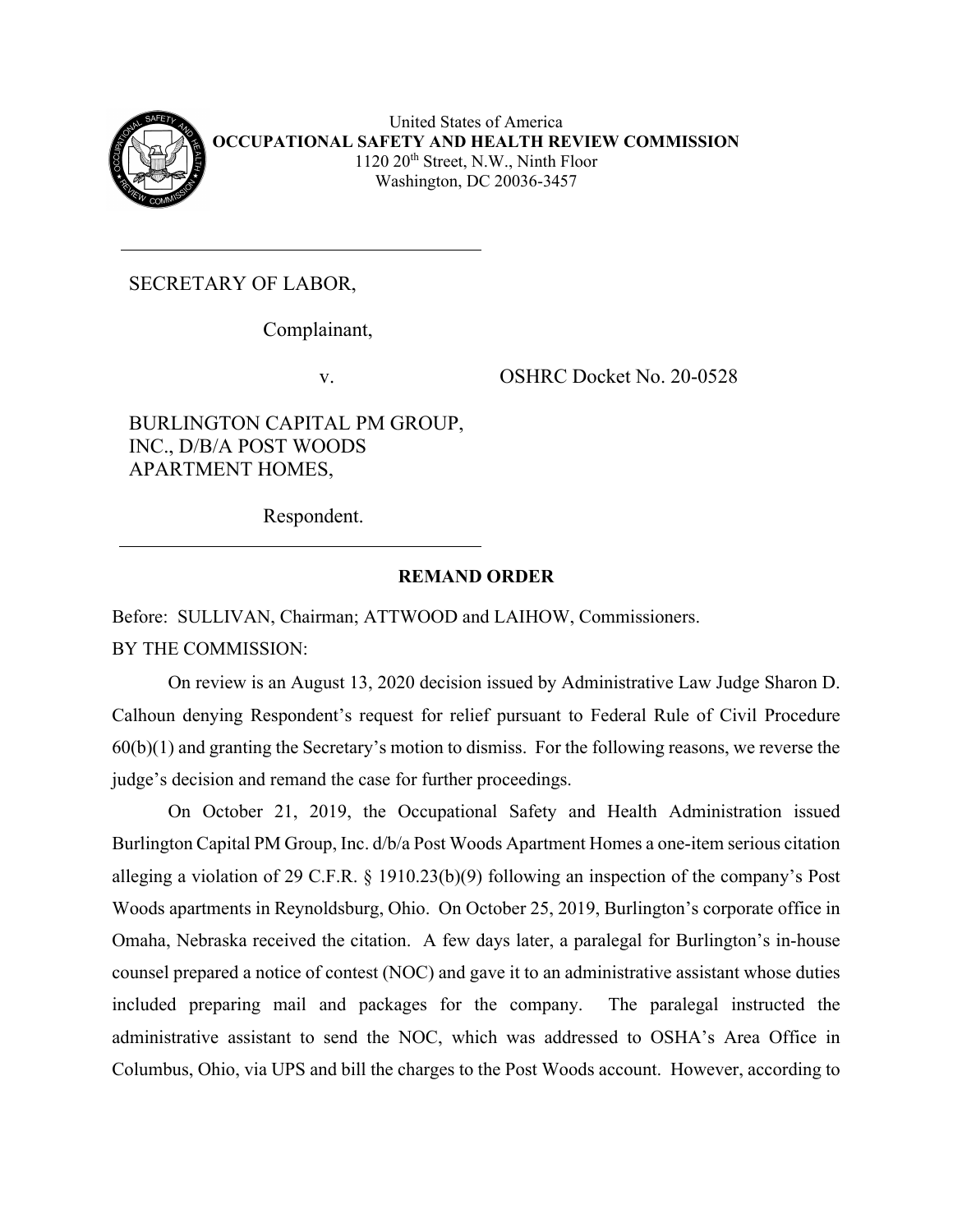United States of America
**OCCUPATIONAL SAFETY AND HEALTH REVIEW COMMISSION**
1120 20th Street, N.W., Ninth Floor
Washington, DC 20036-3457

---

SECRETARY OF LABOR,

Complainant,

v. OSHRC Docket No. 20-0528

BURLINGTON CAPITAL PM GROUP, INC., D/B/A POST WOODS APARTMENT HOMES,

Respondent.

---

**REMAND ORDER**

Before: SULLIVAN, Chairman; ATTWOOD and LAIHOW, Commissioners.

BY THE COMMISSION:

On review is an August 13, 2020 decision issued by Administrative Law Judge Sharon D. Calhoun denying Respondent's request for relief pursuant to Federal Rule of Civil Procedure 60(b)(1) and granting the Secretary's motion to dismiss. For the following reasons, we reverse the judge's decision and remand the case for further proceedings.

On October 21, 2019, the Occupational Safety and Health Administration issued Burlington Capital PM Group, Inc. d/b/a Post Woods Apartment Homes a one-item serious citation alleging a violation of 29 C.F.R. § 1910.23(b)(9) following an inspection of the company's Post Woods apartments in Reynoldsburg, Ohio. On October 25, 2019, Burlington's corporate office in Omaha, Nebraska received the citation. A few days later, a paralegal for Burlington's in-house counsel prepared a notice of contest (NOC) and gave it to an administrative assistant whose duties included preparing mail and packages for the company. The paralegal instructed the administrative assistant to send the NOC, which was addressed to OSHA's Area Office in Columbus, Ohio, via UPS and bill the charges to the Post Woods account. However, according to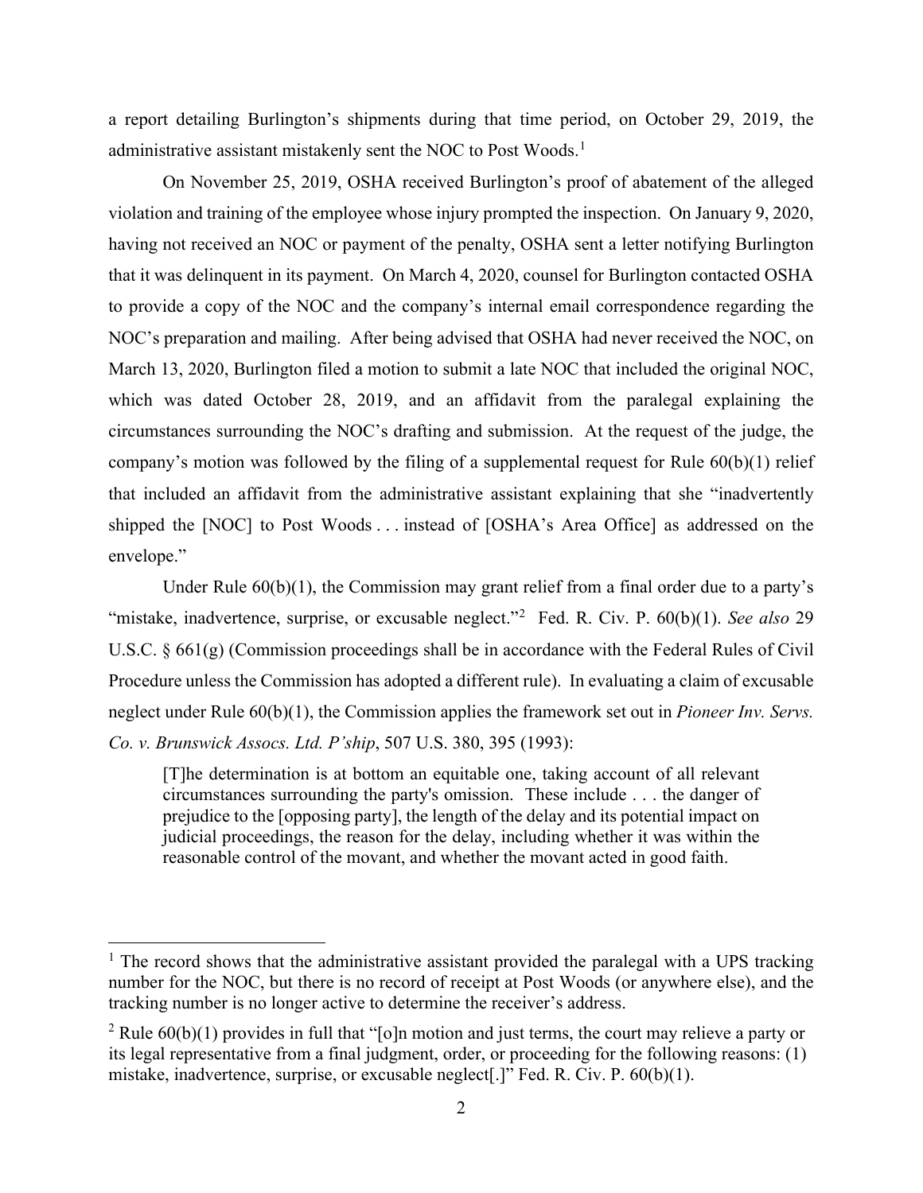a report detailing Burlington's shipments during that time period, on October 29, 2019, the administrative assistant mistakenly sent the NOC to Post Woods.[1]

On November 25, 2019, OSHA received Burlington's proof of abatement of the alleged violation and training of the employee whose injury prompted the inspection. On January 9, 2020, having not received an NOC or payment of the penalty, OSHA sent a letter notifying Burlington that it was delinquent in its payment. On March 4, 2020, counsel for Burlington contacted OSHA to provide a copy of the NOC and the company's internal email correspondence regarding the NOC's preparation and mailing. After being advised that OSHA had never received the NOC, on March 13, 2020, Burlington filed a motion to submit a late NOC that included the original NOC, which was dated October 28, 2019, and an affidavit from the paralegal explaining the circumstances surrounding the NOC's drafting and submission. At the request of the judge, the company's motion was followed by the filing of a supplemental request for Rule 60(b)(1) relief that included an affidavit from the administrative assistant explaining that she "inadvertently shipped the [NOC] to Post Woods . . . instead of [OSHA's Area Office] as addressed on the envelope."

Under Rule 60(b)(1), the Commission may grant relief from a final order due to a party's "mistake, inadvertence, surprise, or excusable neglect."[2] Fed. R. Civ. P. 60(b)(1). *See also* 29 U.S.C. § 661(g) (Commission proceedings shall be in accordance with the Federal Rules of Civil Procedure unless the Commission has adopted a different rule). In evaluating a claim of excusable neglect under Rule 60(b)(1), the Commission applies the framework set out in *Pioneer Inv. Servs. Co. v. Brunswick Assocs. Ltd. P'ship*, 507 U.S. 380, 395 (1993):

> [T]he determination is at bottom an equitable one, taking account of all relevant circumstances surrounding the party's omission. These include . . . the danger of prejudice to the [opposing party], the length of the delay and its potential impact on judicial proceedings, the reason for the delay, including whether it was within the reasonable control of the movant, and whether the movant acted in good faith.

---

[1] The record shows that the administrative assistant provided the paralegal with a UPS tracking number for the NOC, but there is no record of receipt at Post Woods (or anywhere else), and the tracking number is no longer active to determine the receiver's address.

[2] Rule 60(b)(1) provides in full that "[o]n motion and just terms, the court may relieve a party or its legal representative from a final judgment, order, or proceeding for the following reasons: (1) mistake, inadvertence, surprise, or excusable neglect[.]" Fed. R. Civ. P. 60(b)(1).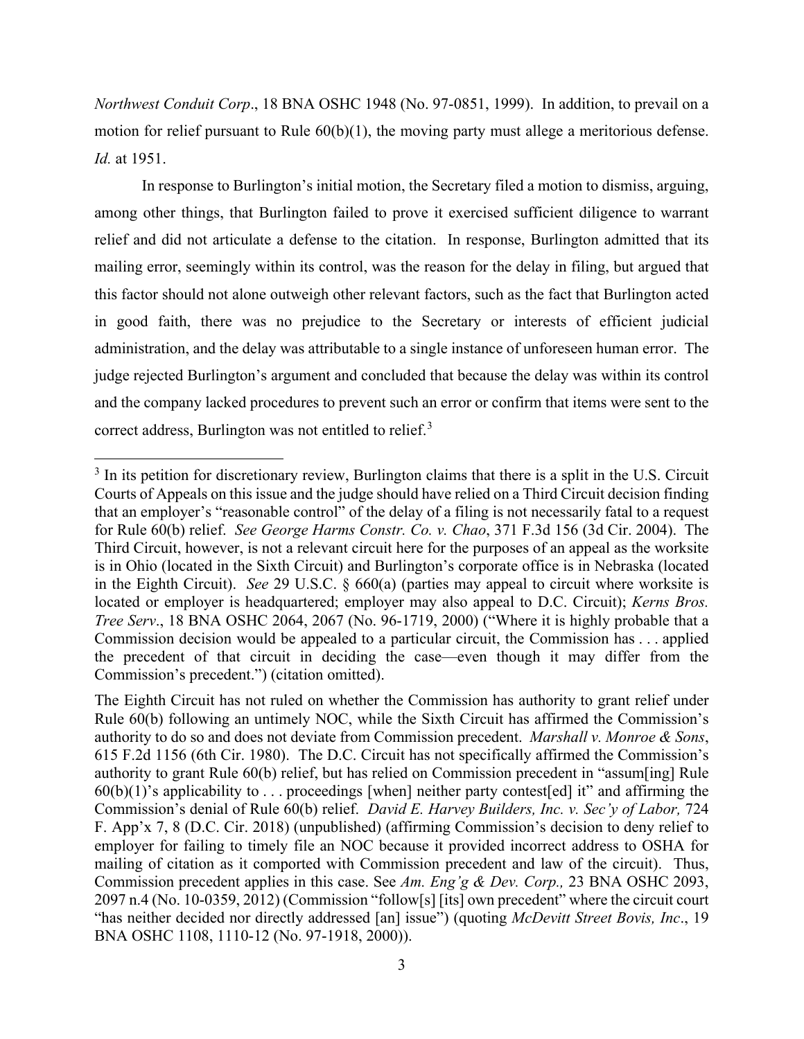*Northwest Conduit Corp*., 18 BNA OSHC 1948 (No. 97-0851, 1999). In addition, to prevail on a motion for relief pursuant to Rule 60(b)(1), the moving party must allege a meritorious defense. *Id.* at 1951.

In response to Burlington's initial motion, the Secretary filed a motion to dismiss, arguing, among other things, that Burlington failed to prove it exercised sufficient diligence to warrant relief and did not articulate a defense to the citation. In response, Burlington admitted that its mailing error, seemingly within its control, was the reason for the delay in filing, but argued that this factor should not alone outweigh other relevant factors, such as the fact that Burlington acted in good faith, there was no prejudice to the Secretary or interests of efficient judicial administration, and the delay was attributable to a single instance of unforeseen human error. The judge rejected Burlington's argument and concluded that because the delay was within its control and the company lacked procedures to prevent such an error or confirm that items were sent to the correct address, Burlington was not entitled to relief.[3]

---

[3] In its petition for discretionary review, Burlington claims that there is a split in the U.S. Circuit Courts of Appeals on this issue and the judge should have relied on a Third Circuit decision finding that an employer's "reasonable control" of the delay of a filing is not necessarily fatal to a request for Rule 60(b) relief. *See George Harms Constr. Co. v. Chao*, 371 F.3d 156 (3d Cir. 2004). The Third Circuit, however, is not a relevant circuit here for the purposes of an appeal as the worksite is in Ohio (located in the Sixth Circuit) and Burlington's corporate office is in Nebraska (located in the Eighth Circuit). *See* 29 U.S.C. § 660(a) (parties may appeal to circuit where worksite is located or employer is headquartered; employer may also appeal to D.C. Circuit); *Kerns Bros. Tree Serv*., 18 BNA OSHC 2064, 2067 (No. 96-1719, 2000) ("Where it is highly probable that a Commission decision would be appealed to a particular circuit, the Commission has . . . applied the precedent of that circuit in deciding the case—even though it may differ from the Commission's precedent.") (citation omitted).

The Eighth Circuit has not ruled on whether the Commission has authority to grant relief under Rule 60(b) following an untimely NOC, while the Sixth Circuit has affirmed the Commission's authority to do so and does not deviate from Commission precedent. *Marshall v. Monroe & Sons*, 615 F.2d 1156 (6th Cir. 1980). The D.C. Circuit has not specifically affirmed the Commission's authority to grant Rule 60(b) relief, but has relied on Commission precedent in "assum[ing] Rule 60(b)(1)'s applicability to . . . proceedings [when] neither party contest[ed] it" and affirming the Commission's denial of Rule 60(b) relief. *David E. Harvey Builders, Inc. v. Sec'y of Labor,* 724 F. App'x 7, 8 (D.C. Cir. 2018) (unpublished) (affirming Commission's decision to deny relief to employer for failing to timely file an NOC because it provided incorrect address to OSHA for mailing of citation as it comported with Commission precedent and law of the circuit). Thus, Commission precedent applies in this case. See *Am. Eng'g & Dev. Corp.,* 23 BNA OSHC 2093, 2097 n.4 (No. 10-0359, 2012) (Commission "follow[s] [its] own precedent" where the circuit court "has neither decided nor directly addressed [an] issue") (quoting *McDevitt Street Bovis, Inc*., 19 BNA OSHC 1108, 1110-12 (No. 97-1918, 2000)).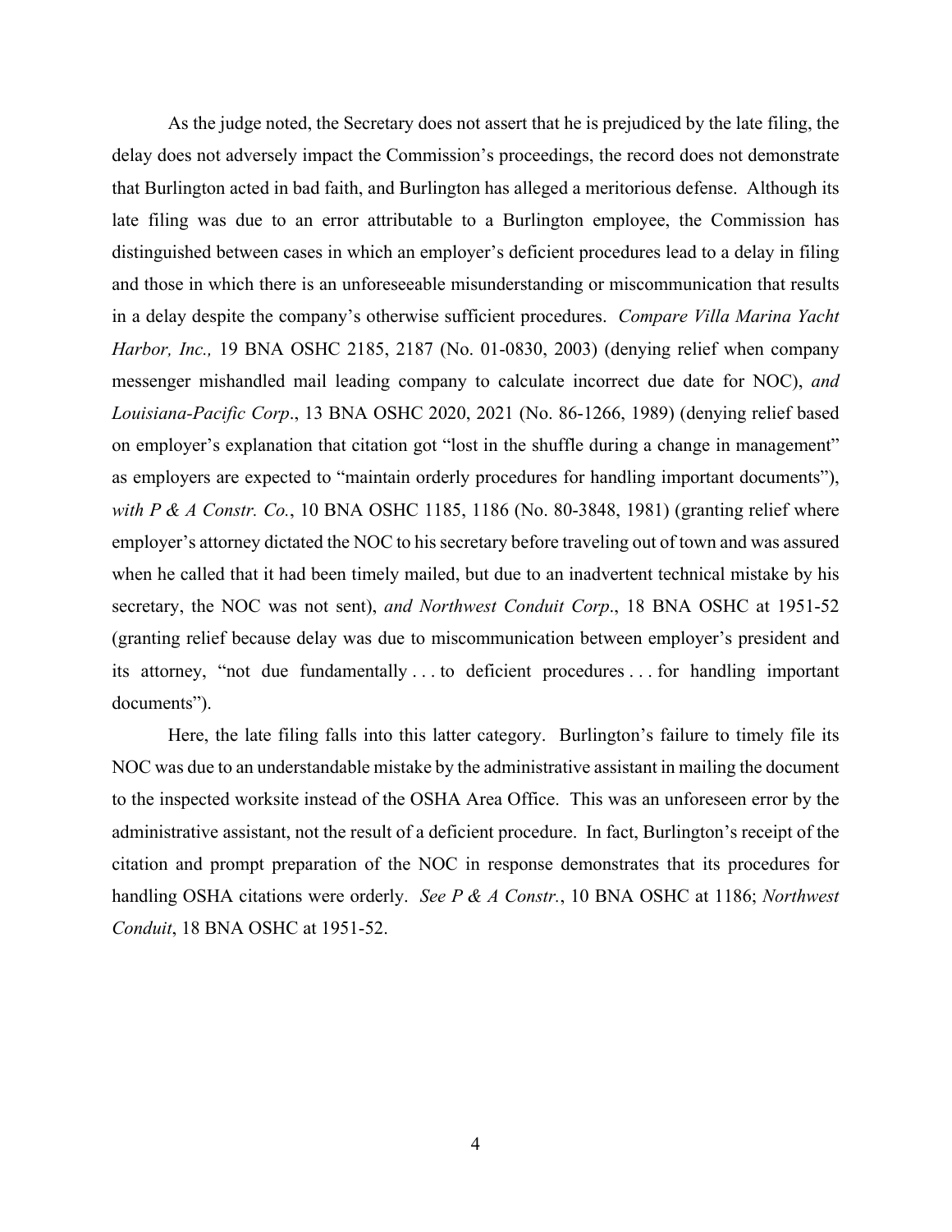As the judge noted, the Secretary does not assert that he is prejudiced by the late filing, the delay does not adversely impact the Commission's proceedings, the record does not demonstrate that Burlington acted in bad faith, and Burlington has alleged a meritorious defense. Although its late filing was due to an error attributable to a Burlington employee, the Commission has distinguished between cases in which an employer's deficient procedures lead to a delay in filing and those in which there is an unforeseeable misunderstanding or miscommunication that results in a delay despite the company's otherwise sufficient procedures. *Compare Villa Marina Yacht Harbor, Inc.,* 19 BNA OSHC 2185, 2187 (No. 01-0830, 2003) (denying relief when company messenger mishandled mail leading company to calculate incorrect due date for NOC), *and Louisiana-Pacific Corp*., 13 BNA OSHC 2020, 2021 (No. 86-1266, 1989) (denying relief based on employer's explanation that citation got "lost in the shuffle during a change in management" as employers are expected to "maintain orderly procedures for handling important documents"), *with P & A Constr. Co.*, 10 BNA OSHC 1185, 1186 (No. 80-3848, 1981) (granting relief where employer's attorney dictated the NOC to his secretary before traveling out of town and was assured when he called that it had been timely mailed, but due to an inadvertent technical mistake by his secretary, the NOC was not sent), *and Northwest Conduit Corp*., 18 BNA OSHC at 1951-52 (granting relief because delay was due to miscommunication between employer's president and its attorney, "not due fundamentally . . . to deficient procedures . . . for handling important documents").

Here, the late filing falls into this latter category. Burlington's failure to timely file its NOC was due to an understandable mistake by the administrative assistant in mailing the document to the inspected worksite instead of the OSHA Area Office. This was an unforeseen error by the administrative assistant, not the result of a deficient procedure. In fact, Burlington's receipt of the citation and prompt preparation of the NOC in response demonstrates that its procedures for handling OSHA citations were orderly. *See P & A Constr.*, 10 BNA OSHC at 1186; *Northwest Conduit*, 18 BNA OSHC at 1951-52.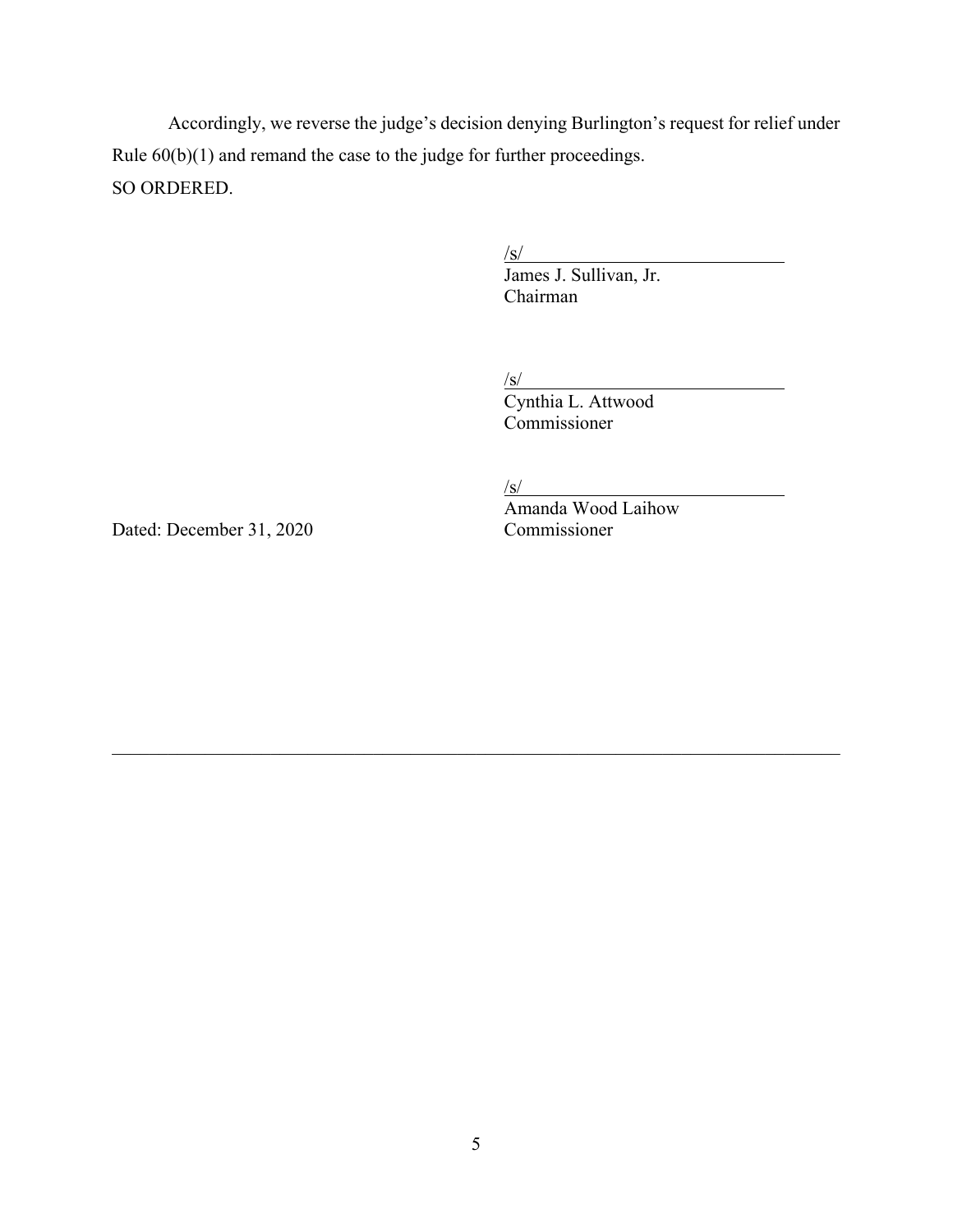Accordingly, we reverse the judge's decision denying Burlington's request for relief under Rule 60(b)(1) and remand the case to the judge for further proceedings.

SO ORDERED.

/s/  
James J. Sullivan, Jr.  
Chairman

/s/  
Cynthia L. Attwood  
Commissioner

/s/  
Amanda Wood Laihow  
Commissioner

Dated: December 31, 2020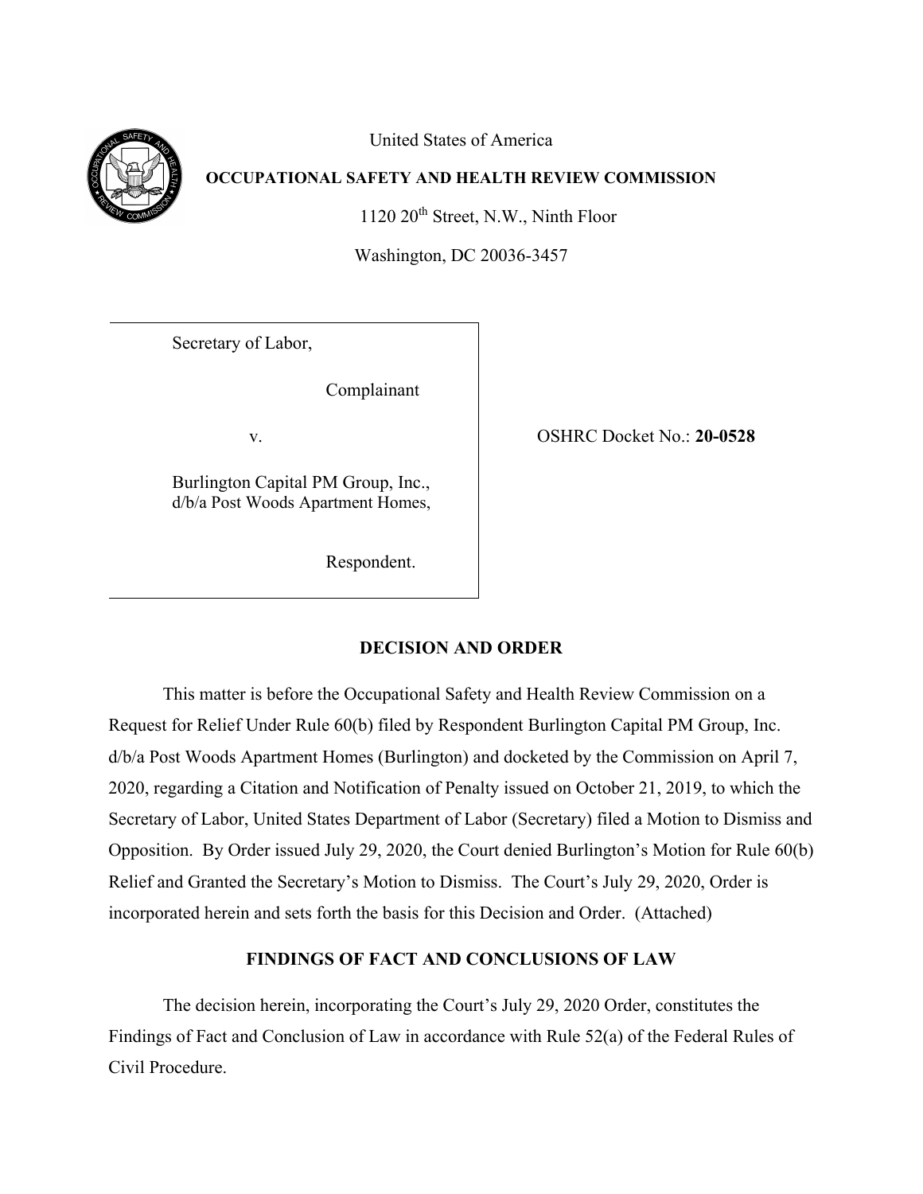United States of America

**OCCUPATIONAL SAFETY AND HEALTH REVIEW COMMISSION**

1120 20th Street, N.W., Ninth Floor

Washington, DC 20036-3457

| | |
|---|---|
| Secretary of Labor,<br><br>Complainant<br><br>v.<br><br>Burlington Capital PM Group, Inc., d/b/a Post Woods Apartment Homes,<br><br>Respondent. | OSHRC Docket No.: **20-0528** |

## DECISION AND ORDER

This matter is before the Occupational Safety and Health Review Commission on a Request for Relief Under Rule 60(b) filed by Respondent Burlington Capital PM Group, Inc. d/b/a Post Woods Apartment Homes (Burlington) and docketed by the Commission on April 7, 2020, regarding a Citation and Notification of Penalty issued on October 21, 2019, to which the Secretary of Labor, United States Department of Labor (Secretary) filed a Motion to Dismiss and Opposition. By Order issued July 29, 2020, the Court denied Burlington's Motion for Rule 60(b) Relief and Granted the Secretary's Motion to Dismiss. The Court's July 29, 2020, Order is incorporated herein and sets forth the basis for this Decision and Order. (Attached)

## FINDINGS OF FACT AND CONCLUSIONS OF LAW

The decision herein, incorporating the Court's July 29, 2020 Order, constitutes the Findings of Fact and Conclusion of Law in accordance with Rule 52(a) of the Federal Rules of Civil Procedure.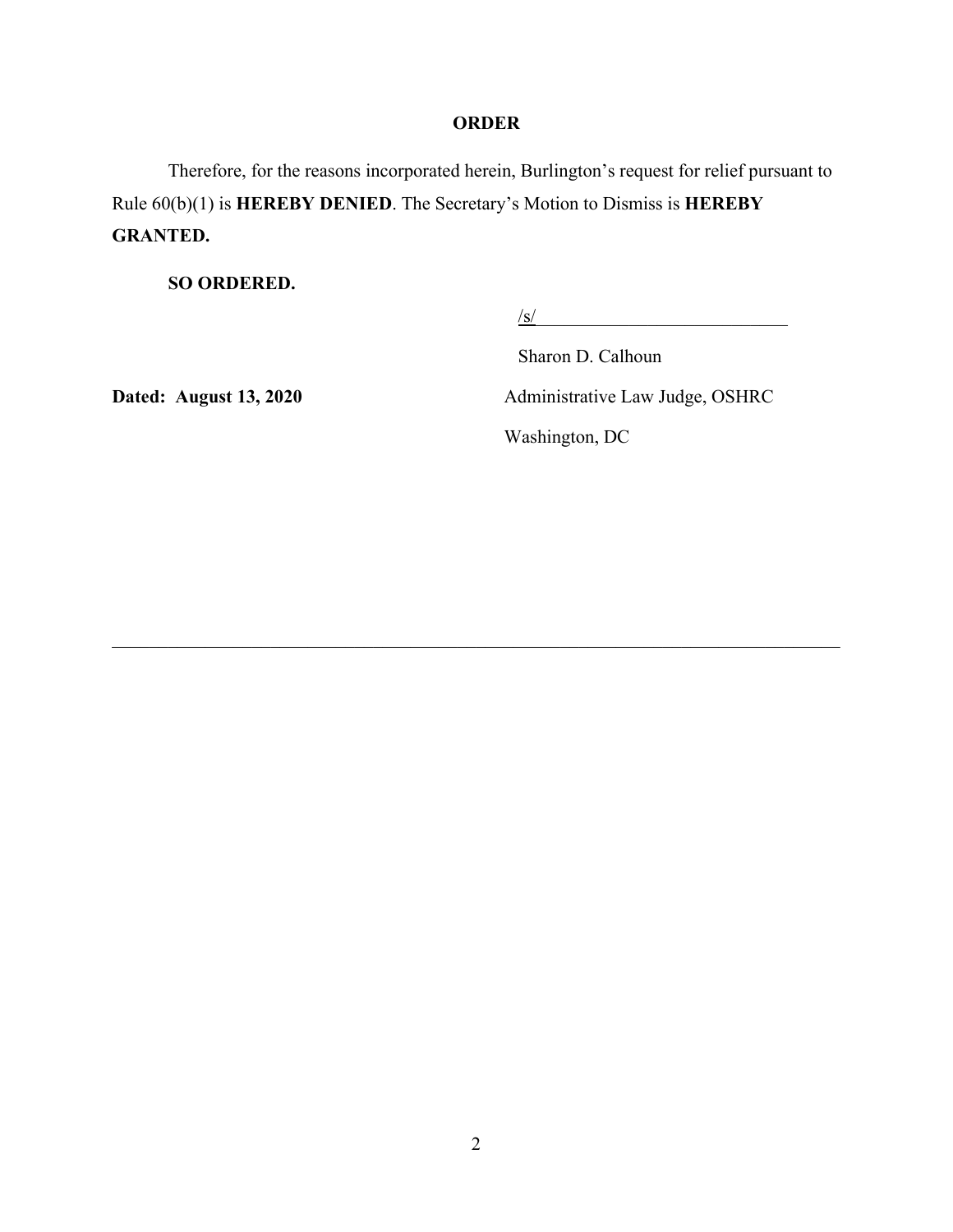**ORDER**

Therefore, for the reasons incorporated herein, Burlington's request for relief pursuant to Rule 60(b)(1) is **HEREBY DENIED**. The Secretary's Motion to Dismiss is **HEREBY GRANTED.**

**SO ORDERED.**

/s/

Sharon D. Calhoun

**Dated: August 13, 2020**

Administrative Law Judge, OSHRC

Washington, DC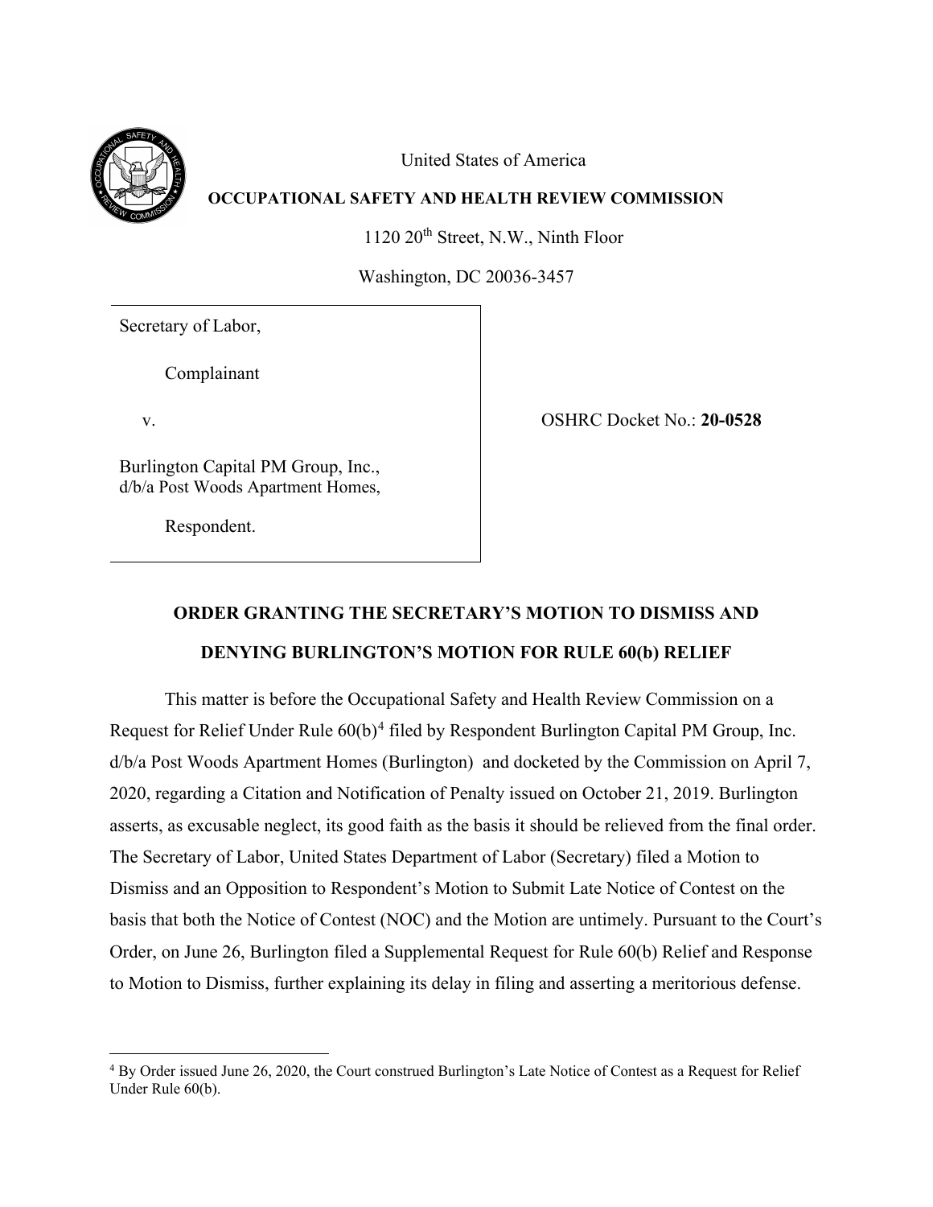United States of America

**OCCUPATIONAL SAFETY AND HEALTH REVIEW COMMISSION**

1120 20th Street, N.W., Ninth Floor

Washington, DC 20036-3457

| | |
|---|---|
| Secretary of Labor,<br><br>Complainant<br><br>v.<br><br>Burlington Capital PM Group, Inc., d/b/a Post Woods Apartment Homes,<br><br>Respondent. | OSHRC Docket No.: **20-0528** |

## ORDER GRANTING THE SECRETARY'S MOTION TO DISMISS AND DENYING BURLINGTON'S MOTION FOR RULE 60(b) RELIEF

This matter is before the Occupational Safety and Health Review Commission on a Request for Relief Under Rule 60(b)[4] filed by Respondent Burlington Capital PM Group, Inc. d/b/a Post Woods Apartment Homes (Burlington) and docketed by the Commission on April 7, 2020, regarding a Citation and Notification of Penalty issued on October 21, 2019. Burlington asserts, as excusable neglect, its good faith as the basis it should be relieved from the final order. The Secretary of Labor, United States Department of Labor (Secretary) filed a Motion to Dismiss and an Opposition to Respondent's Motion to Submit Late Notice of Contest on the basis that both the Notice of Contest (NOC) and the Motion are untimely. Pursuant to the Court's Order, on June 26, Burlington filed a Supplemental Request for Rule 60(b) Relief and Response to Motion to Dismiss, further explaining its delay in filing and asserting a meritorious defense.

[4] By Order issued June 26, 2020, the Court construed Burlington's Late Notice of Contest as a Request for Relief Under Rule 60(b).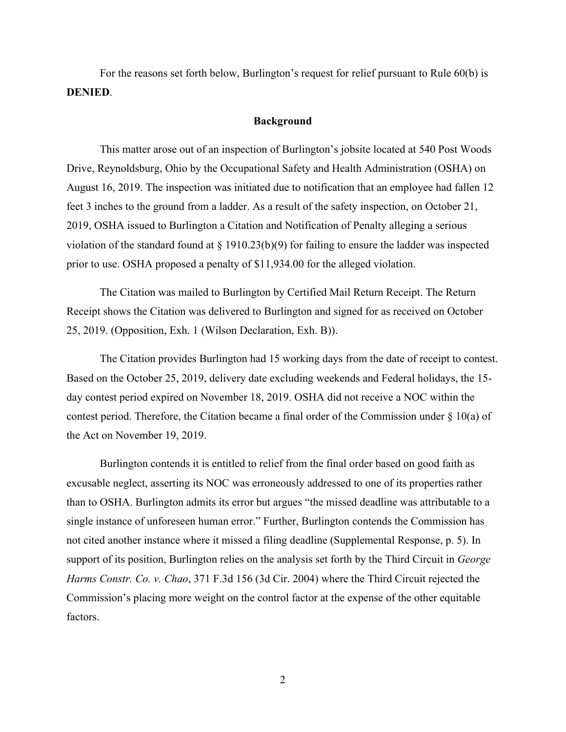For the reasons set forth below, Burlington's request for relief pursuant to Rule 60(b) is **DENIED**.

## Background

This matter arose out of an inspection of Burlington's jobsite located at 540 Post Woods Drive, Reynoldsburg, Ohio by the Occupational Safety and Health Administration (OSHA) on August 16, 2019. The inspection was initiated due to notification that an employee had fallen 12 feet 3 inches to the ground from a ladder. As a result of the safety inspection, on October 21, 2019, OSHA issued to Burlington a Citation and Notification of Penalty alleging a serious violation of the standard found at § 1910.23(b)(9) for failing to ensure the ladder was inspected prior to use. OSHA proposed a penalty of $11,934.00 for the alleged violation.

The Citation was mailed to Burlington by Certified Mail Return Receipt. The Return Receipt shows the Citation was delivered to Burlington and signed for as received on October 25, 2019. (Opposition, Exh. 1 (Wilson Declaration, Exh. B)).

The Citation provides Burlington had 15 working days from the date of receipt to contest. Based on the October 25, 2019, delivery date excluding weekends and Federal holidays, the 15-day contest period expired on November 18, 2019. OSHA did not receive a NOC within the contest period. Therefore, the Citation became a final order of the Commission under § 10(a) of the Act on November 19, 2019.

Burlington contends it is entitled to relief from the final order based on good faith as excusable neglect, asserting its NOC was erroneously addressed to one of its properties rather than to OSHA. Burlington admits its error but argues "the missed deadline was attributable to a single instance of unforeseen human error." Further, Burlington contends the Commission has not cited another instance where it missed a filing deadline (Supplemental Response, p. 5). In support of its position, Burlington relies on the analysis set forth by the Third Circuit in *George Harms Constr. Co. v. Chao*, 371 F.3d 156 (3d Cir. 2004) where the Third Circuit rejected the Commission's placing more weight on the control factor at the expense of the other equitable factors.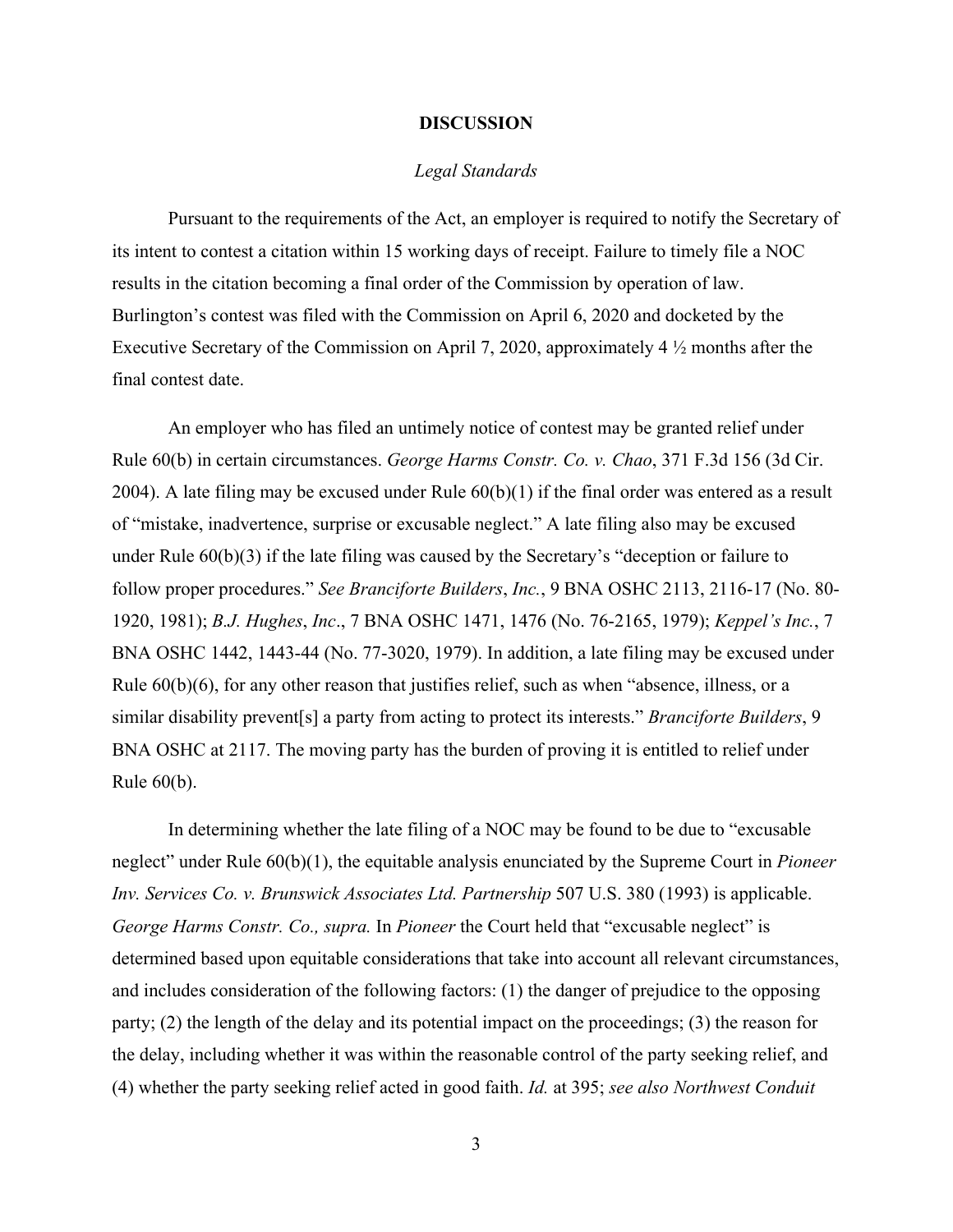## DISCUSSION

### *Legal Standards*

Pursuant to the requirements of the Act, an employer is required to notify the Secretary of its intent to contest a citation within 15 working days of receipt. Failure to timely file a NOC results in the citation becoming a final order of the Commission by operation of law. Burlington's contest was filed with the Commission on April 6, 2020 and docketed by the Executive Secretary of the Commission on April 7, 2020, approximately 4 ½ months after the final contest date.

An employer who has filed an untimely notice of contest may be granted relief under Rule 60(b) in certain circumstances. *George Harms Constr. Co. v. Chao*, 371 F.3d 156 (3d Cir. 2004). A late filing may be excused under Rule 60(b)(1) if the final order was entered as a result of "mistake, inadvertence, surprise or excusable neglect." A late filing also may be excused under Rule 60(b)(3) if the late filing was caused by the Secretary's "deception or failure to follow proper procedures." *See Branciforte Builders*, *Inc.*, 9 BNA OSHC 2113, 2116-17 (No. 80-1920, 1981); *B.J. Hughes*, *Inc*., 7 BNA OSHC 1471, 1476 (No. 76-2165, 1979); *Keppel's Inc.*, 7 BNA OSHC 1442, 1443-44 (No. 77-3020, 1979). In addition, a late filing may be excused under Rule 60(b)(6), for any other reason that justifies relief, such as when "absence, illness, or a similar disability prevent[s] a party from acting to protect its interests." *Branciforte Builders*, 9 BNA OSHC at 2117. The moving party has the burden of proving it is entitled to relief under Rule 60(b).

In determining whether the late filing of a NOC may be found to be due to "excusable neglect" under Rule 60(b)(1), the equitable analysis enunciated by the Supreme Court in *Pioneer Inv. Services Co. v. Brunswick Associates Ltd. Partnership* 507 U.S. 380 (1993) is applicable. *George Harms Constr. Co., supra.* In *Pioneer* the Court held that "excusable neglect" is determined based upon equitable considerations that take into account all relevant circumstances, and includes consideration of the following factors: (1) the danger of prejudice to the opposing party; (2) the length of the delay and its potential impact on the proceedings; (3) the reason for the delay, including whether it was within the reasonable control of the party seeking relief, and (4) whether the party seeking relief acted in good faith. *Id.* at 395; *see also Northwest Conduit*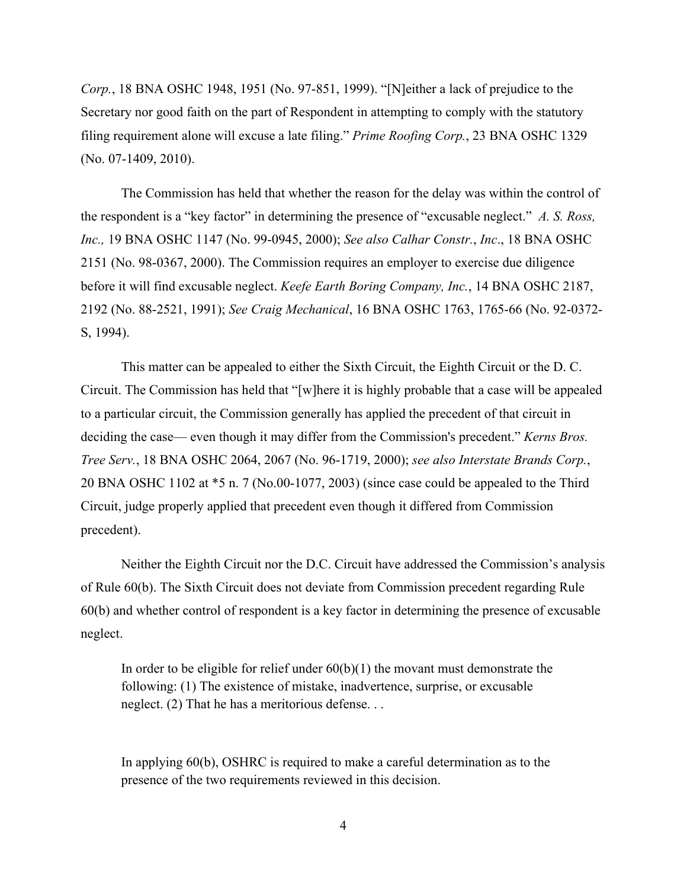*Corp.*, 18 BNA OSHC 1948, 1951 (No. 97-851, 1999). "[N]either a lack of prejudice to the Secretary nor good faith on the part of Respondent in attempting to comply with the statutory filing requirement alone will excuse a late filing." *Prime Roofing Corp.*, 23 BNA OSHC 1329 (No. 07-1409, 2010).

The Commission has held that whether the reason for the delay was within the control of the respondent is a "key factor" in determining the presence of "excusable neglect." *A. S. Ross, Inc.,* 19 BNA OSHC 1147 (No. 99-0945, 2000); *See also Calhar Constr.*, *Inc*., 18 BNA OSHC 2151 (No. 98-0367, 2000). The Commission requires an employer to exercise due diligence before it will find excusable neglect. *Keefe Earth Boring Company, Inc.*, 14 BNA OSHC 2187, 2192 (No. 88-2521, 1991); *See Craig Mechanical*, 16 BNA OSHC 1763, 1765-66 (No. 92-0372-S, 1994).

This matter can be appealed to either the Sixth Circuit, the Eighth Circuit or the D. C. Circuit. The Commission has held that "[w]here it is highly probable that a case will be appealed to a particular circuit, the Commission generally has applied the precedent of that circuit in deciding the case— even though it may differ from the Commission's precedent." *Kerns Bros. Tree Serv.*, 18 BNA OSHC 2064, 2067 (No. 96-1719, 2000); *see also Interstate Brands Corp.*, 20 BNA OSHC 1102 at *5 n. 7 (No.00-1077, 2003) (since case could be appealed to the Third Circuit, judge properly applied that precedent even though it differed from Commission precedent).

Neither the Eighth Circuit nor the D.C. Circuit have addressed the Commission's analysis of Rule 60(b). The Sixth Circuit does not deviate from Commission precedent regarding Rule 60(b) and whether control of respondent is a key factor in determining the presence of excusable neglect.

> In order to be eligible for relief under 60(b)(1) the movant must demonstrate the following: (1) The existence of mistake, inadvertence, surprise, or excusable neglect. (2) That he has a meritorious defense. . .
>
> In applying 60(b), OSHRC is required to make a careful determination as to the presence of the two requirements reviewed in this decision.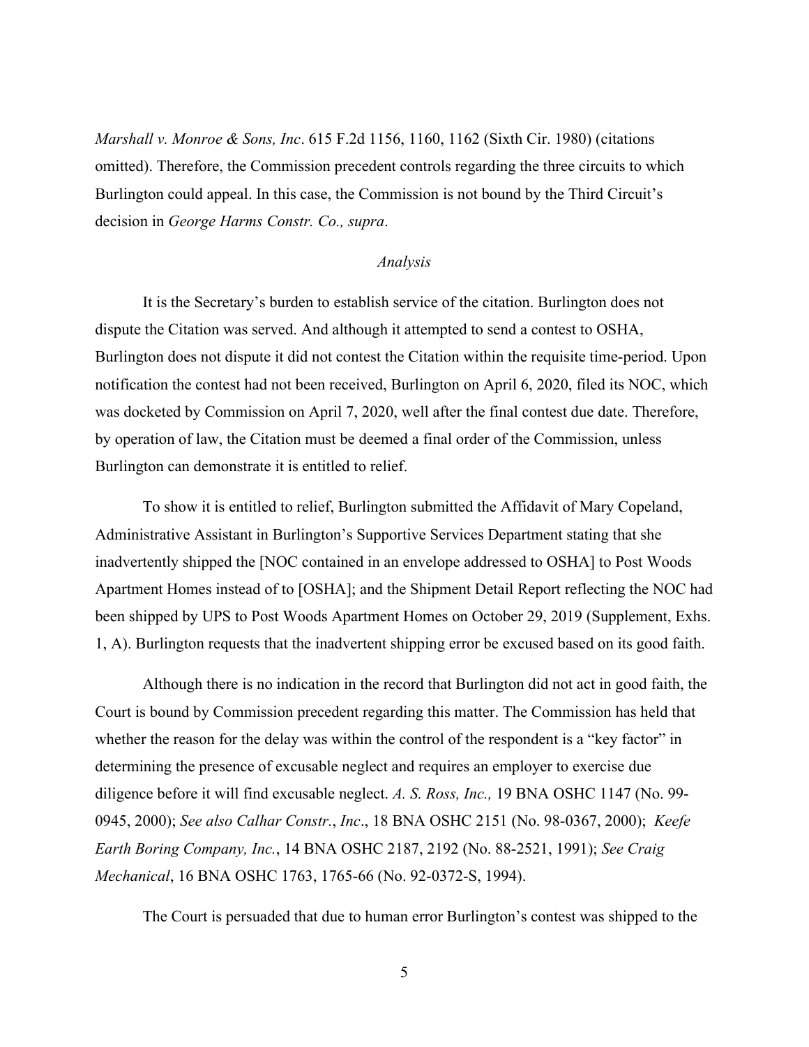*Marshall v. Monroe & Sons, Inc*. 615 F.2d 1156, 1160, 1162 (Sixth Cir. 1980) (citations omitted). Therefore, the Commission precedent controls regarding the three circuits to which Burlington could appeal. In this case, the Commission is not bound by the Third Circuit's decision in *George Harms Constr. Co., supra*.

*Analysis*

It is the Secretary's burden to establish service of the citation. Burlington does not dispute the Citation was served. And although it attempted to send a contest to OSHA, Burlington does not dispute it did not contest the Citation within the requisite time-period. Upon notification the contest had not been received, Burlington on April 6, 2020, filed its NOC, which was docketed by Commission on April 7, 2020, well after the final contest due date. Therefore, by operation of law, the Citation must be deemed a final order of the Commission, unless Burlington can demonstrate it is entitled to relief.

To show it is entitled to relief, Burlington submitted the Affidavit of Mary Copeland, Administrative Assistant in Burlington's Supportive Services Department stating that she inadvertently shipped the [NOC contained in an envelope addressed to OSHA] to Post Woods Apartment Homes instead of to [OSHA]; and the Shipment Detail Report reflecting the NOC had been shipped by UPS to Post Woods Apartment Homes on October 29, 2019 (Supplement, Exhs. 1, A). Burlington requests that the inadvertent shipping error be excused based on its good faith.

Although there is no indication in the record that Burlington did not act in good faith, the Court is bound by Commission precedent regarding this matter. The Commission has held that whether the reason for the delay was within the control of the respondent is a "key factor" in determining the presence of excusable neglect and requires an employer to exercise due diligence before it will find excusable neglect. *A. S. Ross, Inc.,* 19 BNA OSHC 1147 (No. 99-0945, 2000); *See also Calhar Constr.*, *Inc*., 18 BNA OSHC 2151 (No. 98-0367, 2000); *Keefe Earth Boring Company, Inc.*, 14 BNA OSHC 2187, 2192 (No. 88-2521, 1991); *See Craig Mechanical*, 16 BNA OSHC 1763, 1765-66 (No. 92-0372-S, 1994).

The Court is persuaded that due to human error Burlington's contest was shipped to the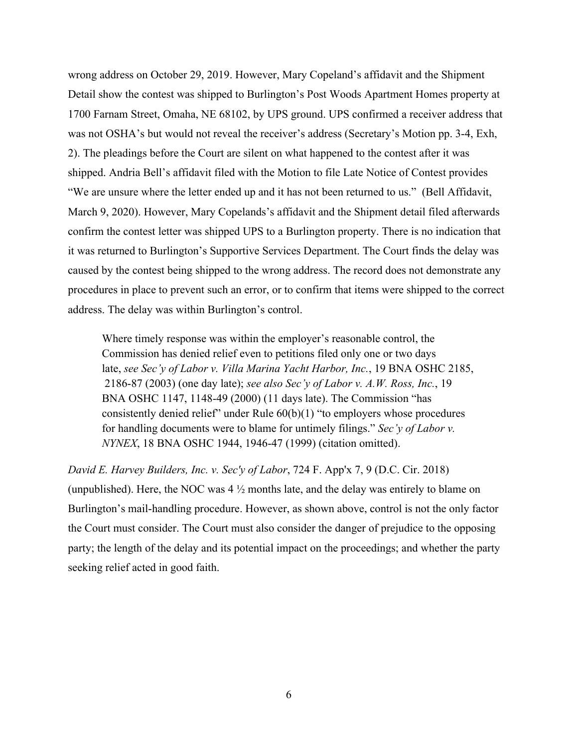wrong address on October 29, 2019. However, Mary Copeland's affidavit and the Shipment Detail show the contest was shipped to Burlington's Post Woods Apartment Homes property at 1700 Farnam Street, Omaha, NE 68102, by UPS ground. UPS confirmed a receiver address that was not OSHA's but would not reveal the receiver's address (Secretary's Motion pp. 3-4, Exh, 2). The pleadings before the Court are silent on what happened to the contest after it was shipped. Andria Bell's affidavit filed with the Motion to file Late Notice of Contest provides "We are unsure where the letter ended up and it has not been returned to us." (Bell Affidavit, March 9, 2020). However, Mary Copelands's affidavit and the Shipment detail filed afterwards confirm the contest letter was shipped UPS to a Burlington property. There is no indication that it was returned to Burlington's Supportive Services Department. The Court finds the delay was caused by the contest being shipped to the wrong address. The record does not demonstrate any procedures in place to prevent such an error, or to confirm that items were shipped to the correct address. The delay was within Burlington's control.

> Where timely response was within the employer's reasonable control, the Commission has denied relief even to petitions filed only one or two days late, *see Sec'y of Labor v. Villa Marina Yacht Harbor, Inc.*, 19 BNA OSHC 2185, 2186-87 (2003) (one day late); *see also Sec'y of Labor v. A.W. Ross, Inc.*, 19 BNA OSHC 1147, 1148-49 (2000) (11 days late). The Commission "has consistently denied relief" under Rule 60(b)(1) "to employers whose procedures for handling documents were to blame for untimely filings." *Sec'y of Labor v. NYNEX*, 18 BNA OSHC 1944, 1946-47 (1999) (citation omitted).

*David E. Harvey Builders, Inc. v. Sec'y of Labor*, 724 F. App'x 7, 9 (D.C. Cir. 2018) (unpublished). Here, the NOC was 4 ½ months late, and the delay was entirely to blame on Burlington's mail-handling procedure. However, as shown above, control is not the only factor the Court must consider. The Court must also consider the danger of prejudice to the opposing party; the length of the delay and its potential impact on the proceedings; and whether the party seeking relief acted in good faith.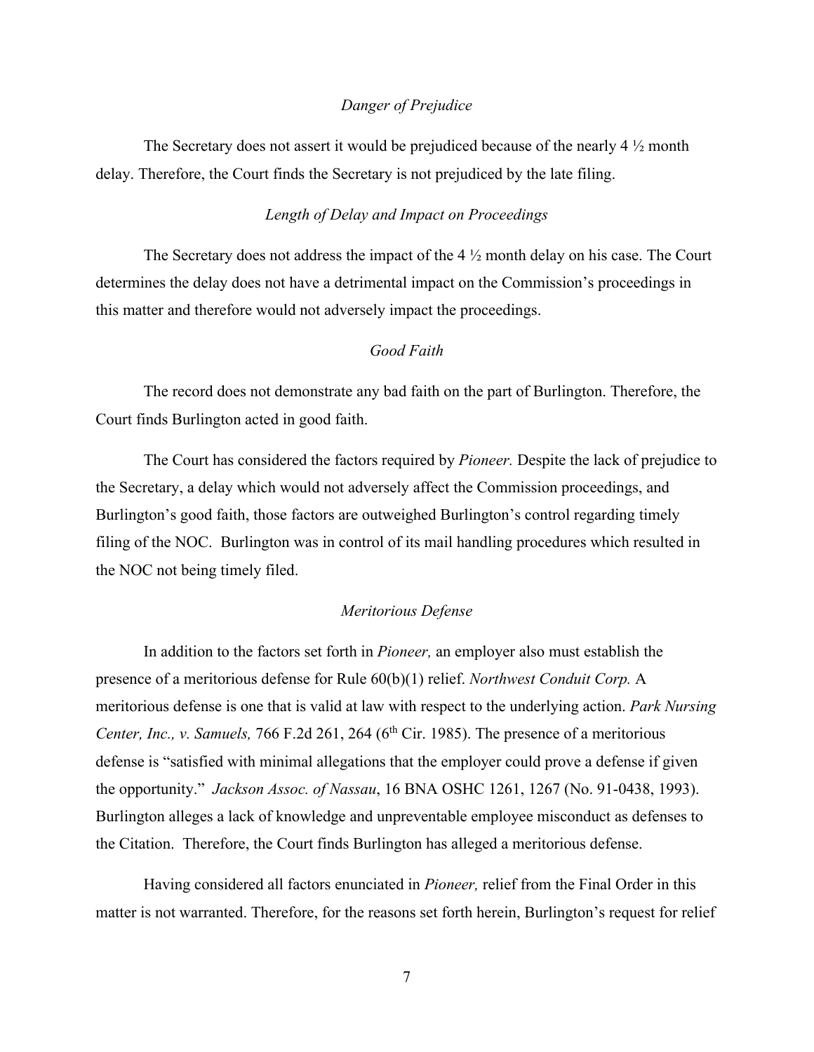*Danger of Prejudice*

The Secretary does not assert it would be prejudiced because of the nearly 4 ½ month delay. Therefore, the Court finds the Secretary is not prejudiced by the late filing.

*Length of Delay and Impact on Proceedings*

The Secretary does not address the impact of the 4 ½ month delay on his case. The Court determines the delay does not have a detrimental impact on the Commission's proceedings in this matter and therefore would not adversely impact the proceedings.

*Good Faith*

The record does not demonstrate any bad faith on the part of Burlington. Therefore, the Court finds Burlington acted in good faith.

The Court has considered the factors required by *Pioneer.* Despite the lack of prejudice to the Secretary, a delay which would not adversely affect the Commission proceedings, and Burlington's good faith, those factors are outweighed Burlington's control regarding timely filing of the NOC. Burlington was in control of its mail handling procedures which resulted in the NOC not being timely filed.

*Meritorious Defense*

In addition to the factors set forth in *Pioneer,* an employer also must establish the presence of a meritorious defense for Rule 60(b)(1) relief. *Northwest Conduit Corp.* A meritorious defense is one that is valid at law with respect to the underlying action. *Park Nursing Center, Inc., v. Samuels,* 766 F.2d 261, 264 (6th Cir. 1985). The presence of a meritorious defense is "satisfied with minimal allegations that the employer could prove a defense if given the opportunity." *Jackson Assoc. of Nassau*, 16 BNA OSHC 1261, 1267 (No. 91-0438, 1993). Burlington alleges a lack of knowledge and unpreventable employee misconduct as defenses to the Citation. Therefore, the Court finds Burlington has alleged a meritorious defense.

Having considered all factors enunciated in *Pioneer,* relief from the Final Order in this matter is not warranted. Therefore, for the reasons set forth herein, Burlington's request for relief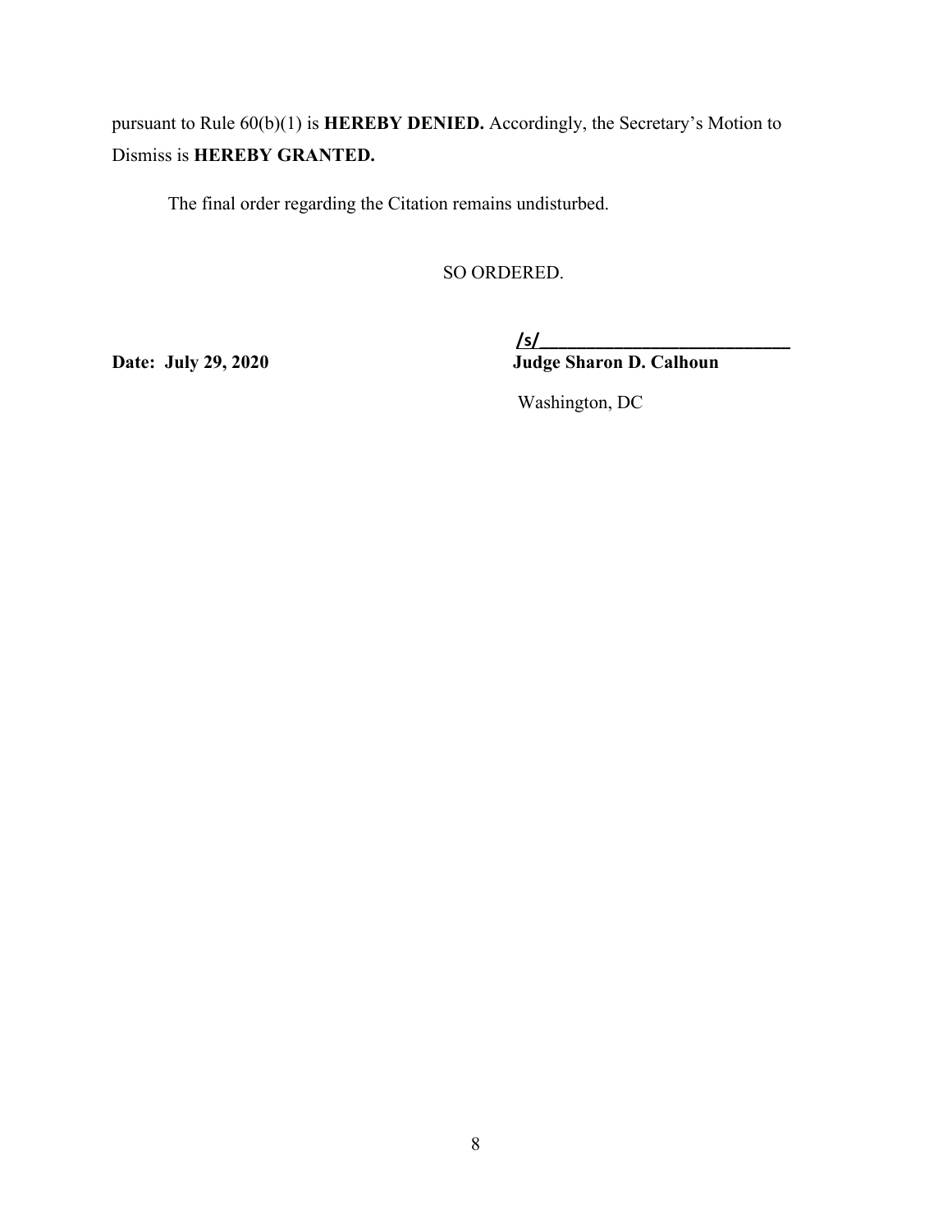pursuant to Rule 60(b)(1) is **HEREBY DENIED.** Accordingly, the Secretary's Motion to Dismiss is **HEREBY GRANTED.**

The final order regarding the Citation remains undisturbed.

SO ORDERED.

**/s/\_\_\_\_\_\_\_\_\_\_\_\_\_\_\_\_\_\_\_\_\_\_\_\_\_\_\_\_**

**Date: July 29, 2020** **Judge Sharon D. Calhoun**

Washington, DC